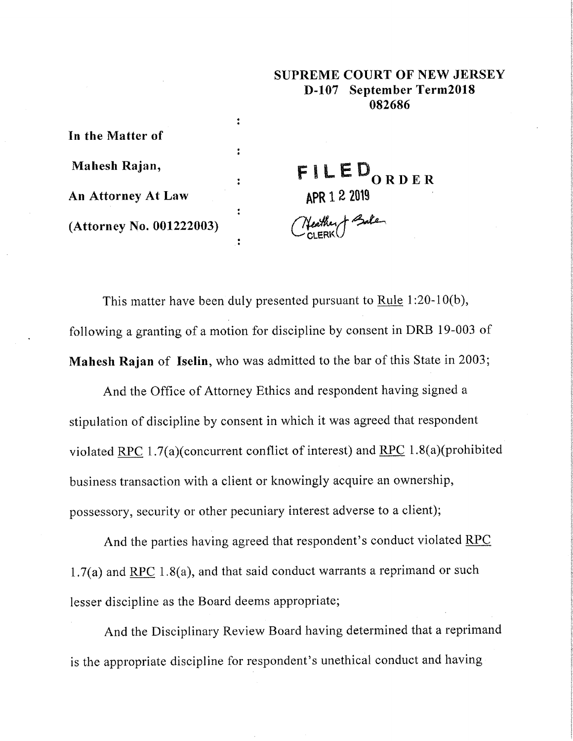**SUPREME COURT OF NEW JERSEY**
**D-107 September Term2018**
**082686**

**In the Matter of**

**Mahesh Rajan,**

**An Attorney At Law**

**(Attorney No. 001222003)**

FILED APR 12 2019
Heather J Baker
CLERK

ORDER

This matter have been duly presented pursuant to Rule 1:20-10(b), following a granting of a motion for discipline by consent in DRB 19-003 of **Mahesh Rajan** of **Iselin**, who was admitted to the bar of this State in 2003;

And the Office of Attorney Ethics and respondent having signed a stipulation of discipline by consent in which it was agreed that respondent violated RPC 1.7(a)(concurrent conflict of interest) and RPC 1.8(a)(prohibited business transaction with a client or knowingly acquire an ownership, possessory, security or other pecuniary interest adverse to a client);

And the parties having agreed that respondent's conduct violated RPC 1.7(a) and RPC 1.8(a), and that said conduct warrants a reprimand or such lesser discipline as the Board deems appropriate;

And the Disciplinary Review Board having determined that a reprimand is the appropriate discipline for respondent's unethical conduct and having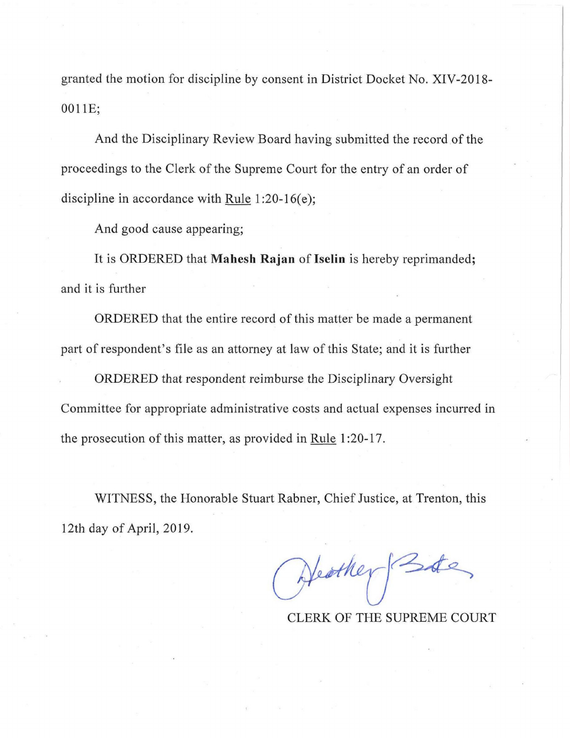granted the motion for discipline by consent in District Docket No. XIV-2018-0011E;

And the Disciplinary Review Board having submitted the record of the proceedings to the Clerk of the Supreme Court for the entry of an order of discipline in accordance with Rule 1:20-16(e);

And good cause appearing;

It is ORDERED that **Mahesh Rajan** of **Iselin** is hereby reprimanded; and it is further

ORDERED that the entire record of this matter be made a permanent part of respondent's file as an attorney at law of this State; and it is further

ORDERED that respondent reimburse the Disciplinary Oversight Committee for appropriate administrative costs and actual expenses incurred in the prosecution of this matter, as provided in Rule 1:20-17.

WITNESS, the Honorable Stuart Rabner, Chief Justice, at Trenton, this 12th day of April, 2019.

CLERK OF THE SUPREME COURT